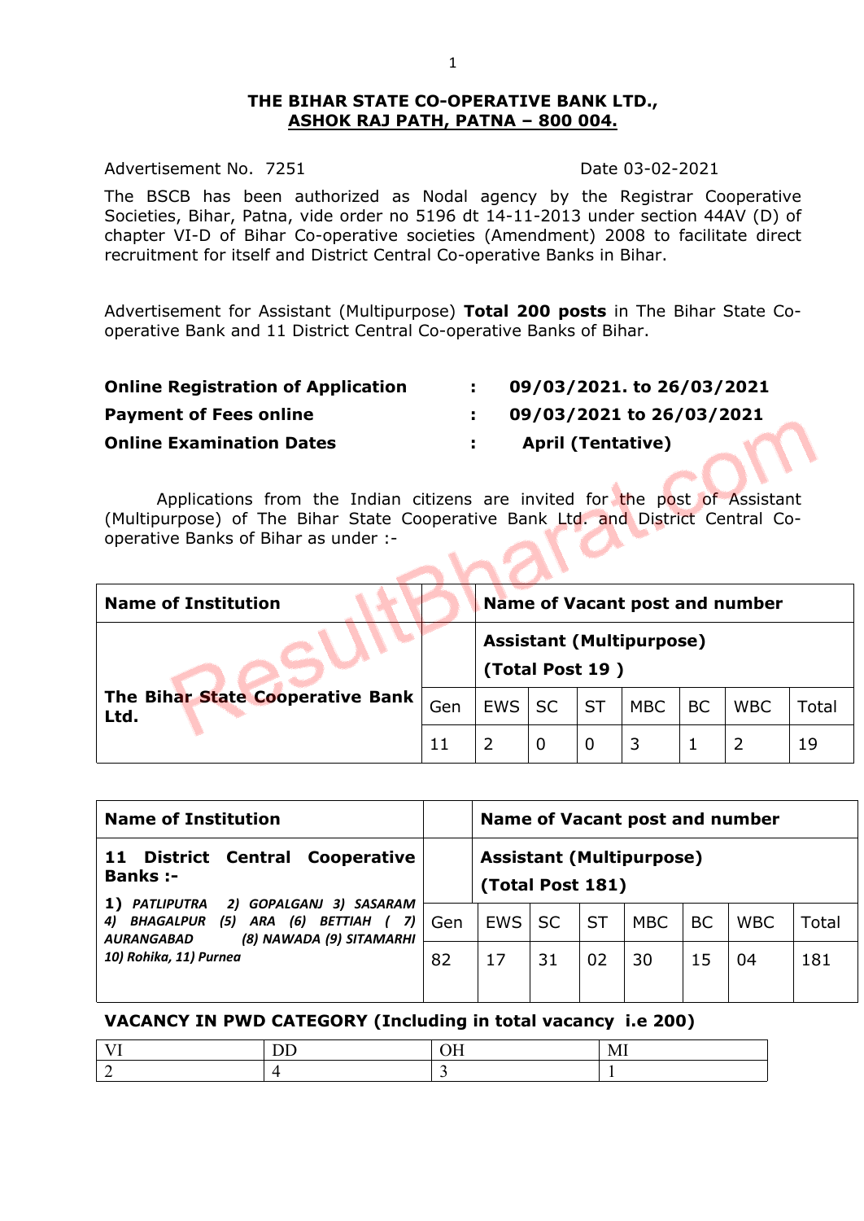# THE BIHAR STATE CO-OPERATIVE BANK LTD.,
## ASHOK RAJ PATH, PATNA – 800 004.

Advertisement No. 7251 Date 03-02-2021

The BSCB has been authorized as Nodal agency by the Registrar Cooperative Societies, Bihar, Patna, vide order no 5196 dt 14-11-2013 under section 44AV (D) of chapter VI-D of Bihar Co-operative societies (Amendment) 2008 to facilitate direct recruitment for itself and District Central Co-operative Banks in Bihar.

Advertisement for Assistant (Multipurpose) **Total 200 posts** in The Bihar State Co-operative Bank and 11 District Central Co-operative Banks of Bihar.

**Online Registration of Application : 09/03/2021. to 26/03/2021**
**Payment of Fees online : 09/03/2021 to 26/03/2021**
**Online Examination Dates : April (Tentative)**

Applications from the Indian citizens are invited for the post of Assistant (Multipurpose) of The Bihar State Cooperative Bank Ltd. and District Central Co-operative Banks of Bihar as under :-

| **Name of Institution** | **Name of Vacant post and number** | | | | | | | |
|---|---|---|---|---|---|---|---|---|
| **The Bihar State Cooperative Bank Ltd.** | **Assistant (Multipurpose) (Total Post 19 )** | | | | | | | |
| | Gen | EWS | SC | ST | MBC | BC | WBC | Total |
| | 11 | 2 | 0 | 0 | 3 | 1 | 2 | 19 |

| **Name of Institution** | **Name of Vacant post and number** | | | | | | | |
|---|---|---|---|---|---|---|---|---|
| **11 District Central Cooperative Banks :-** 1) *PATLIPUTRA 2) GOPALGANJ 3) SASARAM 4) BHAGALPUR (5) ARA (6) BETTIAH ( 7) AURANGABAD (8) NAWADA (9) SITAMARHI 10) Rohika, 11) Purnea* | **Assistant (Multipurpose) (Total Post 181)** | | | | | | | |
| | Gen | EWS | SC | ST | MBC | BC | WBC | Total |
| | 82 | 17 | 31 | 02 | 30 | 15 | 04 | 181 |

**VACANCY IN PWD CATEGORY (Including in total vacancy i.e 200)**

| VI | DD | OH | MI |
|---|---|---|---|
| 2 | 4 | 3 | 1 |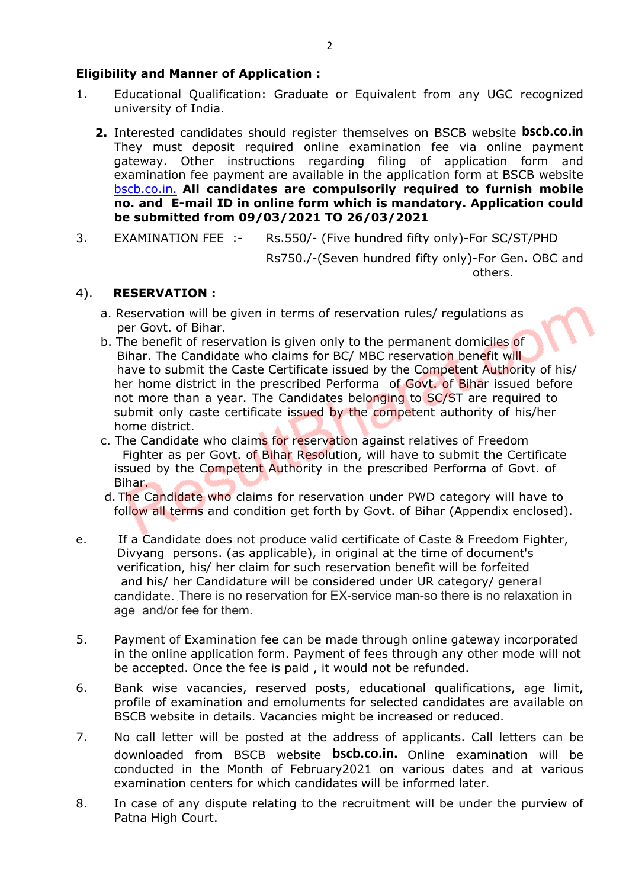**Eligibility and Manner of Application :**

1. Educational Qualification: Graduate or Equivalent from any UGC recognized university of India.

2. Interested candidates should register themselves on BSCB website **bscb.co.in** They must deposit required online examination fee via online payment gateway. Other instructions regarding filing of application form and examination fee payment are available in the application form at BSCB website bscb.co.in. **All candidates are compulsorily required to furnish mobile no. and E-mail ID in online form which is mandatory. Application could be submitted from 09/03/2021 TO 26/03/2021**

3. EXAMINATION FEE :- Rs.550/- (Five hundred fifty only)-For SC/ST/PHD
   Rs750./-(Seven hundred fifty only)-For Gen. OBC and others.

4). **RESERVATION :**

a. Reservation will be given in terms of reservation rules/ regulations as per Govt. of Bihar.

b. The benefit of reservation is given only to the permanent domiciles of Bihar. The Candidate who claims for BC/ MBC reservation benefit will have to submit the Caste Certificate issued by the Competent Authority of his/ her home district in the prescribed Performa of Govt. of Bihar issued before not more than a year. The Candidates belonging to SC/ST are required to submit only caste certificate issued by the competent authority of his/her home district.

c. The Candidate who claims for reservation against relatives of Freedom Fighter as per Govt. of Bihar Resolution, will have to submit the Certificate issued by the Competent Authority in the prescribed Performa of Govt. of Bihar.

d. The Candidate who claims for reservation under PWD category will have to follow all terms and condition get forth by Govt. of Bihar (Appendix enclosed).

e. If a Candidate does not produce valid certificate of Caste & Freedom Fighter, Divyang persons. (as applicable), in original at the time of document's verification, his/ her claim for such reservation benefit will be forfeited and his/ her Candidature will be considered under UR category/ general candidate. There is no reservation for EX-service man-so there is no relaxation in age and/or fee for them.

5. Payment of Examination fee can be made through online gateway incorporated in the online application form. Payment of fees through any other mode will not be accepted. Once the fee is paid , it would not be refunded.

6. Bank wise vacancies, reserved posts, educational qualifications, age limit, profile of examination and emoluments for selected candidates are available on BSCB website in details. Vacancies might be increased or reduced.

7. No call letter will be posted at the address of applicants. Call letters can be downloaded from BSCB website **bscb.co.in.** Online examination will be conducted in the Month of February2021 on various dates and at various examination centers for which candidates will be informed later.

8. In case of any dispute relating to the recruitment will be under the purview of Patna High Court.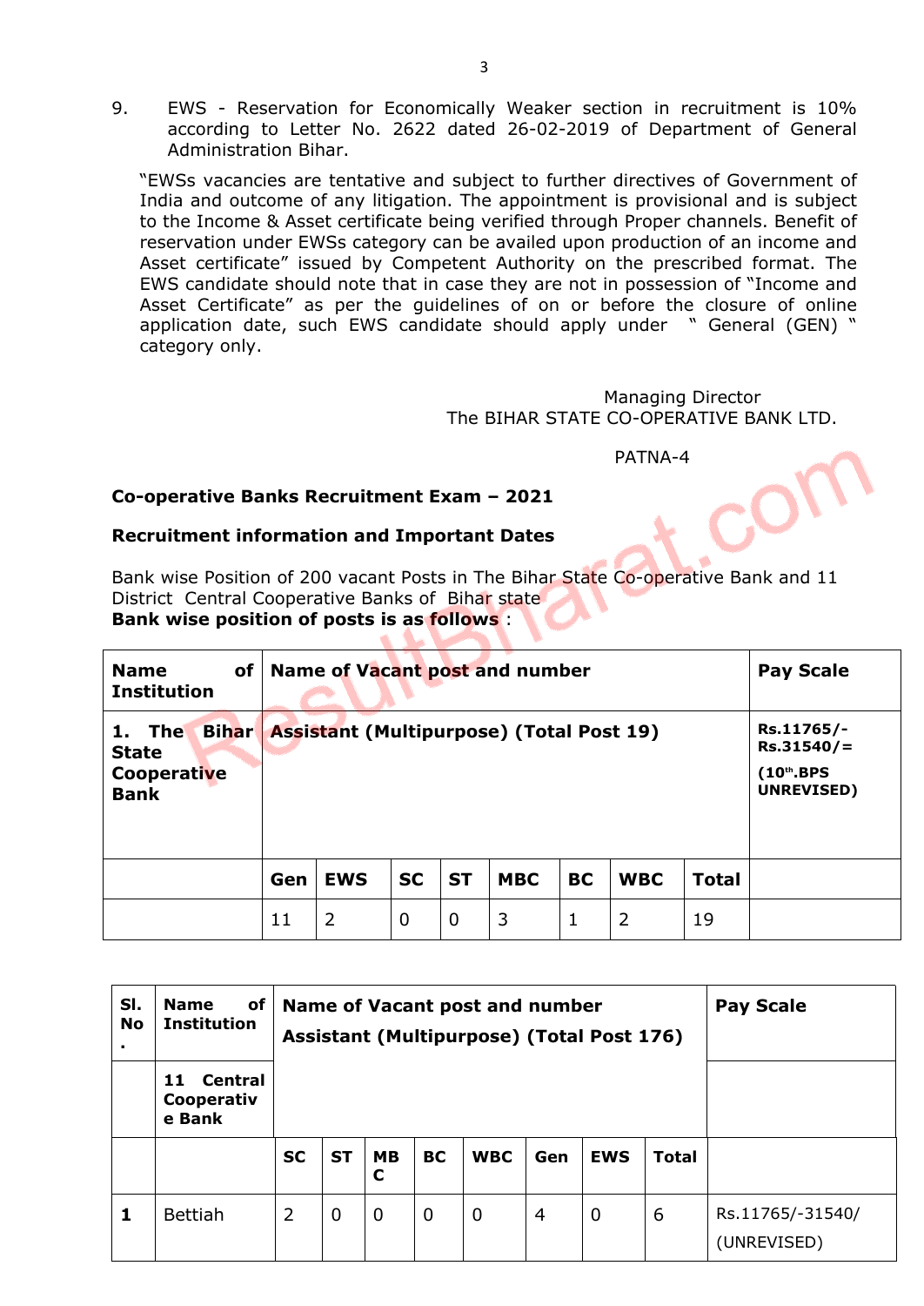9. EWS - Reservation for Economically Weaker section in recruitment is 10% according to Letter No. 2622 dated 26-02-2019 of Department of General Administration Bihar.

"EWSs vacancies are tentative and subject to further directives of Government of India and outcome of any litigation. The appointment is provisional and is subject to the Income & Asset certificate being verified through Proper channels. Benefit of reservation under EWSs category can be availed upon production of an income and Asset certificate" issued by Competent Authority on the prescribed format. The EWS candidate should note that in case they are not in possession of "Income and Asset Certificate" as per the guidelines of on or before the closure of online application date, such EWS candidate should apply under " General (GEN) " category only.

Managing Director
The BIHAR STATE CO-OPERATIVE BANK LTD.

PATNA-4

**Co-operative Banks Recruitment Exam – 2021**

**Recruitment information and Important Dates**

Bank wise Position of 200 vacant Posts in The Bihar State Co-operative Bank and 11 District Central Cooperative Banks of Bihar state
**Bank wise position of posts is as follows** :

| **Name of Institution** | **Name of Vacant post and number** | | | | | | | | **Pay Scale** |
|---|---|---|---|---|---|---|---|---|---|
| **1. The Bihar State Cooperative Bank** | **Assistant (Multipurpose) (Total Post 19)** | | | | | | | | **Rs.11765/- Rs.31540/= (10th.BPS UNREVISED)** |
| | **Gen** | **EWS** | **SC** | **ST** | **MBC** | **BC** | **WBC** | **Total** | |
| | 11 | 2 | 0 | 0 | 3 | 1 | 2 | 19 | |

| **Sl. No.** | **Name of Institution** | **Name of Vacant post and number** **Assistant (Multipurpose) (Total Post 176)** | | | | | | | | **Pay Scale** |
|---|---|---|---|---|---|---|---|---|---|---|
| | **11 Central Cooperative Bank** | | | | | | | | | |
| | | **SC** | **ST** | **MBC** | **BC** | **WBC** | **Gen** | **EWS** | **Total** | |
| **1** | Bettiah | 2 | 0 | 0 | 0 | 0 | 4 | 0 | 6 | Rs.11765/-31540/ (UNREVISED) |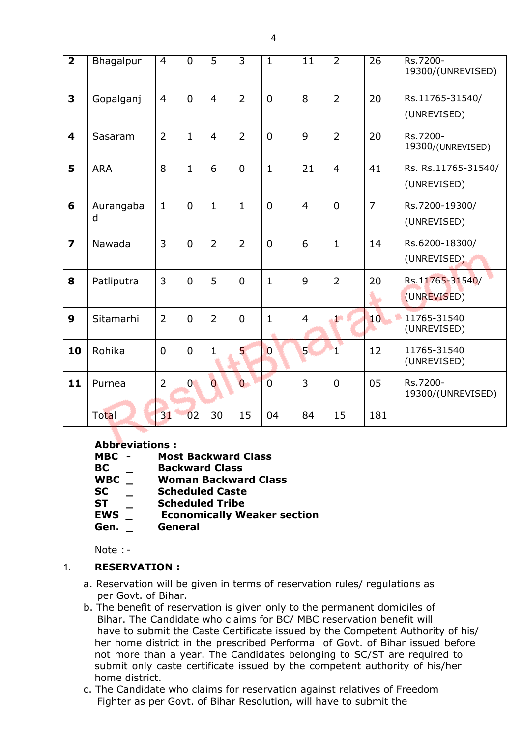| | | | | | | | | | | |
|---|---|---|---|---|---|---|---|---|---|---|
| **2** | Bhagalpur | 4 | 0 | 5 | 3 | 1 | 11 | 2 | 26 | Rs.7200-19300/(UNREVISED) |
| **3** | Gopalganj | 4 | 0 | 4 | 2 | 0 | 8 | 2 | 20 | Rs.11765-31540/ (UNREVISED) |
| **4** | Sasaram | 2 | 1 | 4 | 2 | 0 | 9 | 2 | 20 | Rs.7200-19300/(UNREVISED) |
| **5** | ARA | 8 | 1 | 6 | 0 | 1 | 21 | 4 | 41 | Rs. Rs.11765-31540/ (UNREVISED) |
| **6** | Aurangabad | 1 | 0 | 1 | 1 | 0 | 4 | 0 | 7 | Rs.7200-19300/ (UNREVISED) |
| **7** | Nawada | 3 | 0 | 2 | 2 | 0 | 6 | 1 | 14 | Rs.6200-18300/ (UNREVISED) |
| **8** | Patliputra | 3 | 0 | 5 | 0 | 1 | 9 | 2 | 20 | Rs.11765-31540/ (UNREVISED) |
| **9** | Sitamarhi | 2 | 0 | 2 | 0 | 1 | 4 | 1 | 10 | 11765-31540 (UNREVISED) |
| **10** | Rohika | 0 | 0 | 1 | 5 | 0 | 5 | 1 | 12 | 11765-31540 (UNREVISED) |
| **11** | Purnea | 2 | 0 | 0 | 0 | 0 | 3 | 0 | 05 | Rs.7200-19300/(UNREVISED) |
| | Total | 31 | 02 | 30 | 15 | 04 | 84 | 15 | 181 | |

**Abbreviations :**

**MBC - Most Backward Class**
**BC _ Backward Class**
**WBC _ Woman Backward Class**
**SC _ Scheduled Caste**
**ST _ Scheduled Tribe**
**EWS _ Economically Weaker section**
**Gen. _ General**

Note : -

1. **RESERVATION :**

a. Reservation will be given in terms of reservation rules/ regulations as per Govt. of Bihar.

b. The benefit of reservation is given only to the permanent domiciles of Bihar. The Candidate who claims for BC/ MBC reservation benefit will have to submit the Caste Certificate issued by the Competent Authority of his/ her home district in the prescribed Performa of Govt. of Bihar issued before not more than a year. The Candidates belonging to SC/ST are required to submit only caste certificate issued by the competent authority of his/her home district.

c. The Candidate who claims for reservation against relatives of Freedom Fighter as per Govt. of Bihar Resolution, will have to submit the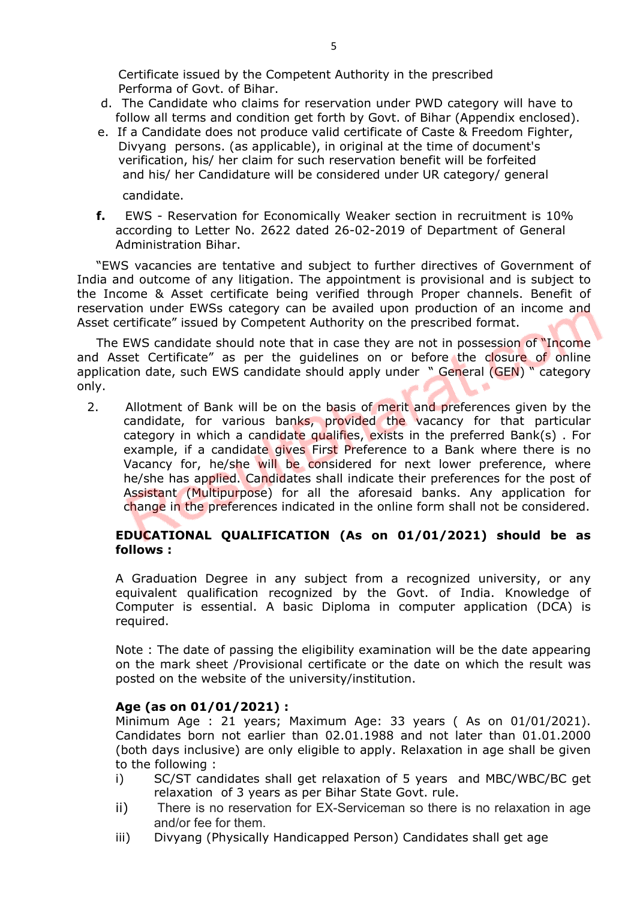Certificate issued by the Competent Authority in the prescribed Performa of Govt. of Bihar.

d. The Candidate who claims for reservation under PWD category will have to follow all terms and condition get forth by Govt. of Bihar (Appendix enclosed).

e. If a Candidate does not produce valid certificate of Caste & Freedom Fighter, Divyang persons. (as applicable), in original at the time of document's verification, his/ her claim for such reservation benefit will be forfeited and his/ her Candidature will be considered under UR category/ general candidate.

**f.** EWS - Reservation for Economically Weaker section in recruitment is 10% according to Letter No. 2622 dated 26-02-2019 of Department of General Administration Bihar.

"EWS vacancies are tentative and subject to further directives of Government of India and outcome of any litigation. The appointment is provisional and is subject to the Income & Asset certificate being verified through Proper channels. Benefit of reservation under EWSs category can be availed upon production of an income and Asset certificate" issued by Competent Authority on the prescribed format.

The EWS candidate should note that in case they are not in possession of "Income and Asset Certificate" as per the guidelines on or before the closure of online application date, such EWS candidate should apply under " General (GEN) " category only.

2. Allotment of Bank will be on the basis of merit and preferences given by the candidate, for various banks, provided the vacancy for that particular category in which a candidate qualifies, exists in the preferred Bank(s) . For example, if a candidate gives First Preference to a Bank where there is no Vacancy for, he/she will be considered for next lower preference, where he/she has applied. Candidates shall indicate their preferences for the post of Assistant (Multipurpose) for all the aforesaid banks. Any application for change in the preferences indicated in the online form shall not be considered.

**EDUCATIONAL QUALIFICATION (As on 01/01/2021) should be as follows :**

A Graduation Degree in any subject from a recognized university, or any equivalent qualification recognized by the Govt. of India. Knowledge of Computer is essential. A basic Diploma in computer application (DCA) is required.

Note : The date of passing the eligibility examination will be the date appearing on the mark sheet /Provisional certificate or the date on which the result was posted on the website of the university/institution.

**Age (as on 01/01/2021) :**

Minimum Age : 21 years; Maximum Age: 33 years ( As on 01/01/2021). Candidates born not earlier than 02.01.1988 and not later than 01.01.2000 (both days inclusive) are only eligible to apply. Relaxation in age shall be given to the following :

i) SC/ST candidates shall get relaxation of 5 years and MBC/WBC/BC get relaxation of 3 years as per Bihar State Govt. rule.

ii) There is no reservation for EX-Serviceman so there is no relaxation in age and/or fee for them.

iii) Divyang (Physically Handicapped Person) Candidates shall get age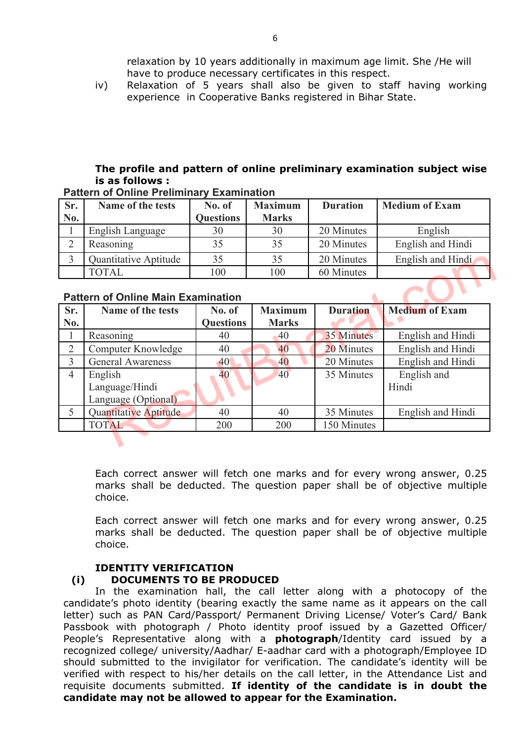relaxation by 10 years additionally in maximum age limit. She /He will have to produce necessary certificates in this respect.

iv) Relaxation of 5 years shall also be given to staff having working experience in Cooperative Banks registered in Bihar State.

**The profile and pattern of online preliminary examination subject wise is as follows :**

**Pattern of Online Preliminary Examination**

| Sr. No. | Name of the tests | No. of Questions | Maximum Marks | Duration | Medium of Exam |
|---|---|---|---|---|---|
| 1 | English Language | 30 | 30 | 20 Minutes | English |
| 2 | Reasoning | 35 | 35 | 20 Minutes | English and Hindi |
| 3 | Quantitative Aptitude | 35 | 35 | 20 Minutes | English and Hindi |
| | TOTAL | 100 | 100 | 60 Minutes | |

**Pattern of Online Main Examination**

| Sr. No. | Name of the tests | No. of Questions | Maximum Marks | Duration | Medium of Exam |
|---|---|---|---|---|---|
| 1 | Reasoning | 40 | 40 | 35 Minutes | English and Hindi |
| 2 | Computer Knowledge | 40 | 40 | 20 Minutes | English and Hindi |
| 3 | General Awareness | 40 | 40 | 20 Minutes | English and Hindi |
| 4 | English Language/Hindi Language (Optional) | 40 | 40 | 35 Minutes | English and Hindi |
| 5 | Quantitative Aptitude | 40 | 40 | 35 Minutes | English and Hindi |
| | TOTAL | 200 | 200 | 150 Minutes | |

Each correct answer will fetch one marks and for every wrong answer, 0.25 marks shall be deducted. The question paper shall be of objective multiple choice.

Each correct answer will fetch one marks and for every wrong answer, 0.25 marks shall be deducted. The question paper shall be of objective multiple choice.

**IDENTITY VERIFICATION**

**(i) DOCUMENTS TO BE PRODUCED**

In the examination hall, the call letter along with a photocopy of the candidate's photo identity (bearing exactly the same name as it appears on the call letter) such as PAN Card/Passport/ Permanent Driving License/ Voter's Card/ Bank Passbook with photograph / Photo identity proof issued by a Gazetted Officer/ People's Representative along with a **photograph**/Identity card issued by a recognized college/ university/Aadhar/ E-aadhar card with a photograph/Employee ID should submitted to the invigilator for verification. The candidate's identity will be verified with respect to his/her details on the call letter, in the Attendance List and requisite documents submitted. **If identity of the candidate is in doubt the candidate may not be allowed to appear for the Examination.**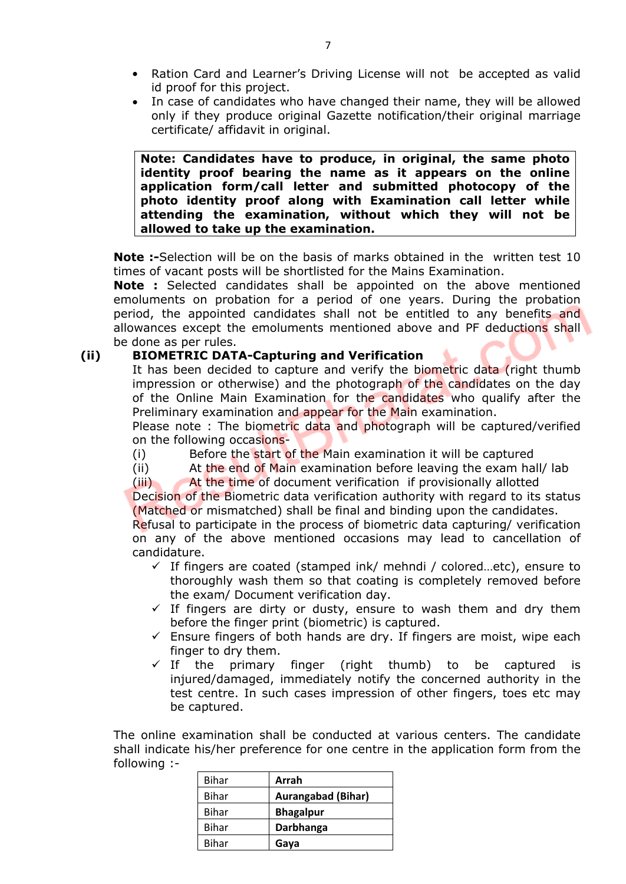- Ration Card and Learner's Driving License will not be accepted as valid id proof for this project.
- In case of candidates who have changed their name, they will be allowed only if they produce original Gazette notification/their original marriage certificate/ affidavit in original.

> **Note: Candidates have to produce, in original, the same photo identity proof bearing the name as it appears on the online application form/call letter and submitted photocopy of the photo identity proof along with Examination call letter while attending the examination, without which they will not be allowed to take up the examination.**

**Note :-**Selection will be on the basis of marks obtained in the written test 10 times of vacant posts will be shortlisted for the Mains Examination.

**Note :** Selected candidates shall be appointed on the above mentioned emoluments on probation for a period of one years. During the probation period, the appointed candidates shall not be entitled to any benefits and allowances except the emoluments mentioned above and PF deductions shall be done as per rules.

**(ii) BIOMETRIC DATA-Capturing and Verification**

It has been decided to capture and verify the biometric data (right thumb impression or otherwise) and the photograph of the candidates on the day of the Online Main Examination for the candidates who qualify after the Preliminary examination and appear for the Main examination.

Please note : The biometric data and photograph will be captured/verified on the following occasions-

(i) Before the start of the Main examination it will be captured
(ii) At the end of Main examination before leaving the exam hall/ lab
(iii) At the time of document verification if provisionally allotted

Decision of the Biometric data verification authority with regard to its status (Matched or mismatched) shall be final and binding upon the candidates.

Refusal to participate in the process of biometric data capturing/ verification on any of the above mentioned occasions may lead to cancellation of candidature.

- ✓ If fingers are coated (stamped ink/ mehndi / colored…etc), ensure to thoroughly wash them so that coating is completely removed before the exam/ Document verification day.
- ✓ If fingers are dirty or dusty, ensure to wash them and dry them before the finger print (biometric) is captured.
- ✓ Ensure fingers of both hands are dry. If fingers are moist, wipe each finger to dry them.
- ✓ If the primary finger (right thumb) to be captured is injured/damaged, immediately notify the concerned authority in the test centre. In such cases impression of other fingers, toes etc may be captured.

The online examination shall be conducted at various centers. The candidate shall indicate his/her preference for one centre in the application form from the following :-

| Bihar | **Arrah** |
|---|---|
| Bihar | **Aurangabad (Bihar)** |
| Bihar | **Bhagalpur** |
| Bihar | **Darbhanga** |
| Bihar | **Gaya** |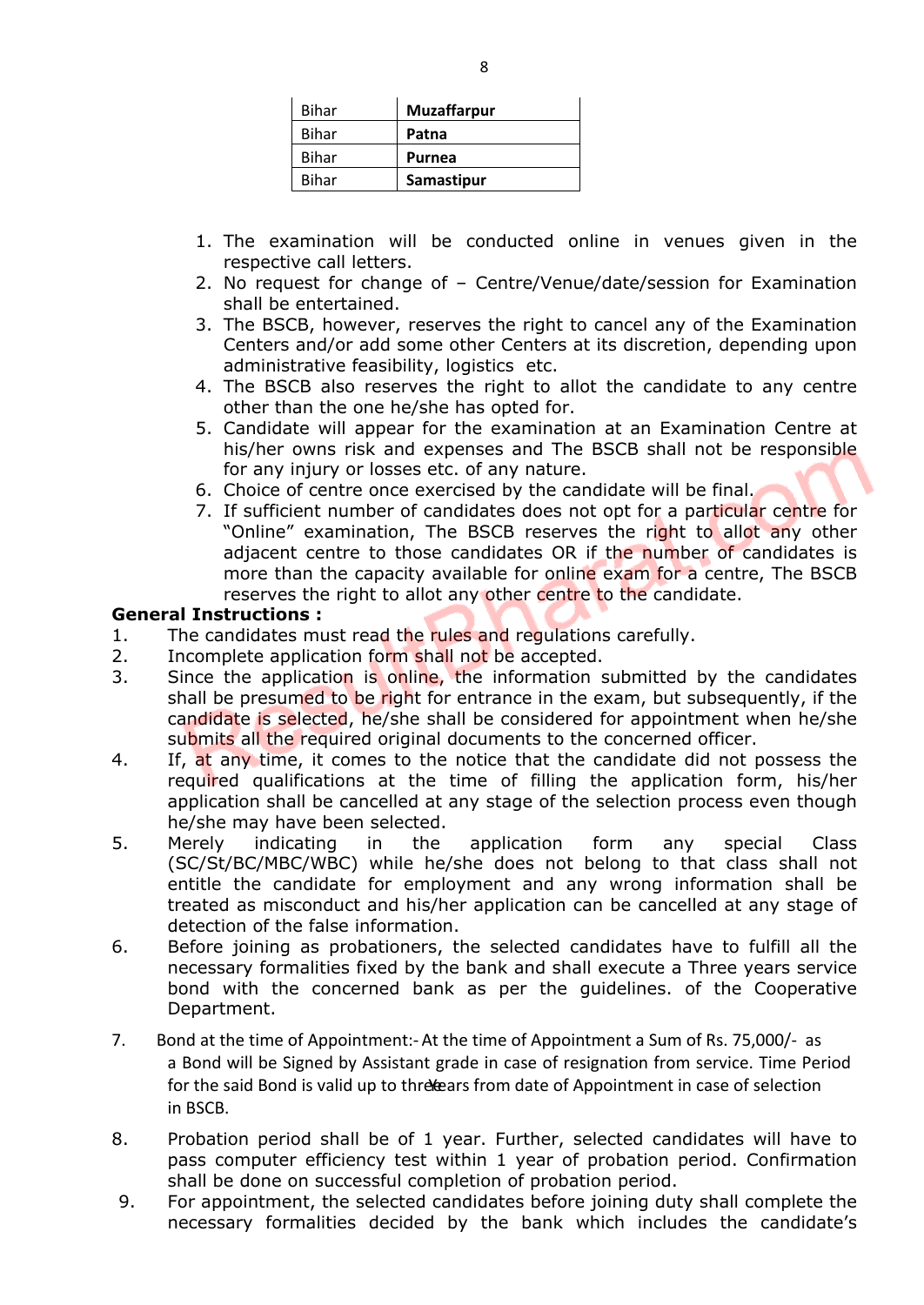| Bihar | **Muzaffarpur** |
|---|---|
| Bihar | **Patna** |
| Bihar | **Purnea** |
| Bihar | **Samastipur** |

1. The examination will be conducted online in venues given in the respective call letters.
2. No request for change of – Centre/Venue/date/session for Examination shall be entertained.
3. The BSCB, however, reserves the right to cancel any of the Examination Centers and/or add some other Centers at its discretion, depending upon administrative feasibility, logistics etc.
4. The BSCB also reserves the right to allot the candidate to any centre other than the one he/she has opted for.
5. Candidate will appear for the examination at an Examination Centre at his/her owns risk and expenses and The BSCB shall not be responsible for any injury or losses etc. of any nature.
6. Choice of centre once exercised by the candidate will be final.
7. If sufficient number of candidates does not opt for a particular centre for "Online" examination, The BSCB reserves the right to allot any other adjacent centre to those candidates OR if the number of candidates is more than the capacity available for online exam for a centre, The BSCB reserves the right to allot any other centre to the candidate.

**General Instructions :**

1. The candidates must read the rules and regulations carefully.
2. Incomplete application form shall not be accepted.
3. Since the application is online, the information submitted by the candidates shall be presumed to be right for entrance in the exam, but subsequently, if the candidate is selected, he/she shall be considered for appointment when he/she submits all the required original documents to the concerned officer.
4. If, at any time, it comes to the notice that the candidate did not possess the required qualifications at the time of filling the application form, his/her application shall be cancelled at any stage of the selection process even though he/she may have been selected.
5. Merely indicating in the application form any special Class (SC/St/BC/MBC/WBC) while he/she does not belong to that class shall not entitle the candidate for employment and any wrong information shall be treated as misconduct and his/her application can be cancelled at any stage of detection of the false information.
6. Before joining as probationers, the selected candidates have to fulfill all the necessary formalities fixed by the bank and shall execute a Three years service bond with the concerned bank as per the guidelines. of the Cooperative Department.
7. Bond at the time of Appointment:- At the time of Appointment a Sum of Rs. 75,000/- as a Bond will be Signed by Assistant grade in case of resignation from service. Time Period for the said Bond is valid up to three Years from date of Appointment in case of selection in BSCB.
8. Probation period shall be of 1 year. Further, selected candidates will have to pass computer efficiency test within 1 year of probation period. Confirmation shall be done on successful completion of probation period.
9. For appointment, the selected candidates before joining duty shall complete the necessary formalities decided by the bank which includes the candidate's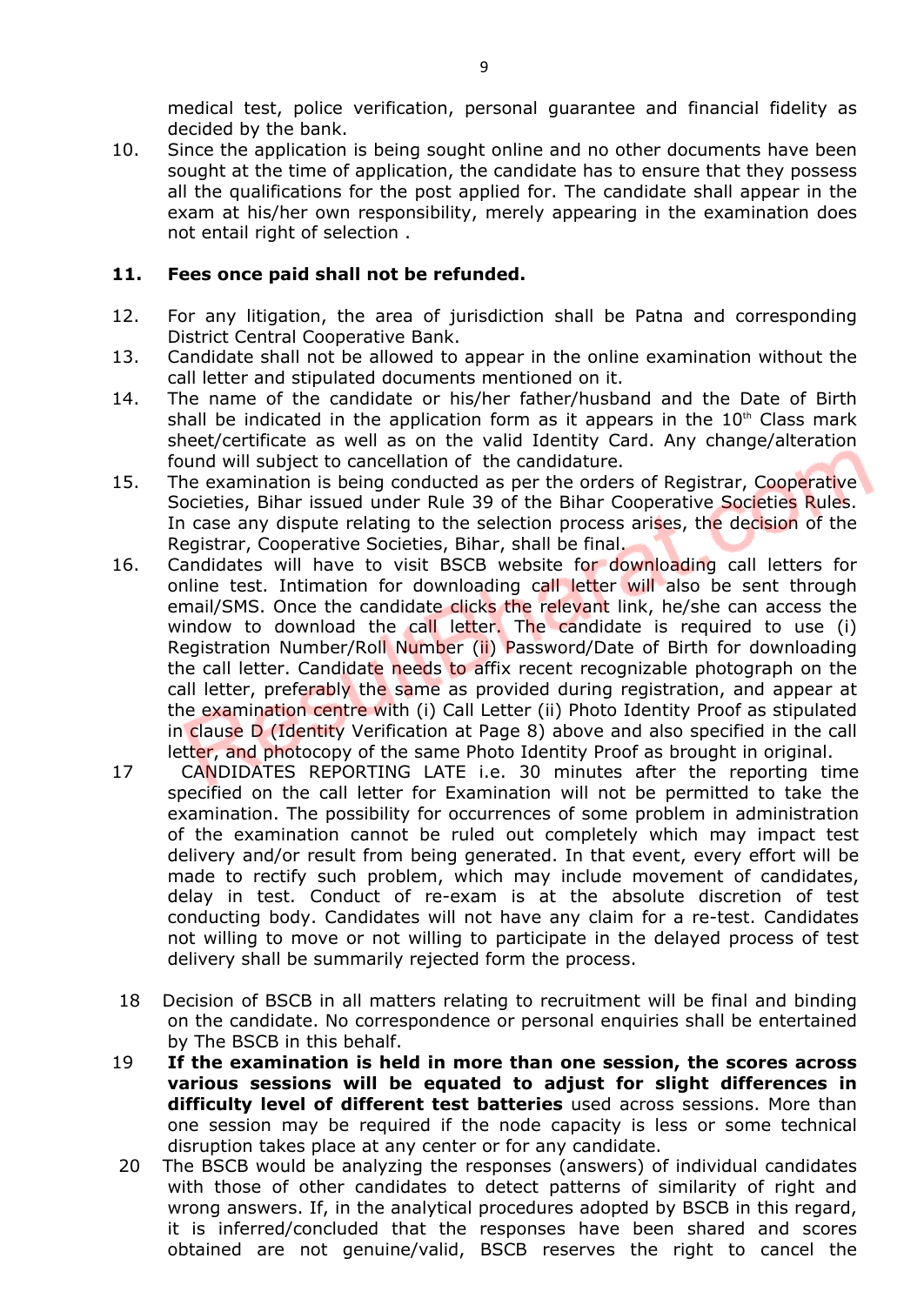medical test, police verification, personal guarantee and financial fidelity as decided by the bank.

10. Since the application is being sought online and no other documents have been sought at the time of application, the candidate has to ensure that they possess all the qualifications for the post applied for. The candidate shall appear in the exam at his/her own responsibility, merely appearing in the examination does not entail right of selection .

**11. Fees once paid shall not be refunded.**

12. For any litigation, the area of jurisdiction shall be Patna and corresponding District Central Cooperative Bank.
13. Candidate shall not be allowed to appear in the online examination without the call letter and stipulated documents mentioned on it.
14. The name of the candidate or his/her father/husband and the Date of Birth shall be indicated in the application form as it appears in the $10^{th}$ Class mark sheet/certificate as well as on the valid Identity Card. Any change/alteration found will subject to cancellation of the candidature.
15. The examination is being conducted as per the orders of Registrar, Cooperative Societies, Bihar issued under Rule 39 of the Bihar Cooperative Societies Rules. In case any dispute relating to the selection process arises, the decision of the Registrar, Cooperative Societies, Bihar, shall be final.
16. Candidates will have to visit BSCB website for downloading call letters for online test. Intimation for downloading call letter will also be sent through email/SMS. Once the candidate clicks the relevant link, he/she can access the window to download the call letter. The candidate is required to use (i) Registration Number/Roll Number (ii) Password/Date of Birth for downloading the call letter. Candidate needs to affix recent recognizable photograph on the call letter, preferably the same as provided during registration, and appear at the examination centre with (i) Call Letter (ii) Photo Identity Proof as stipulated in clause D (Identity Verification at Page 8) above and also specified in the call letter, and photocopy of the same Photo Identity Proof as brought in original.
17. CANDIDATES REPORTING LATE i.e. 30 minutes after the reporting time specified on the call letter for Examination will not be permitted to take the examination. The possibility for occurrences of some problem in administration of the examination cannot be ruled out completely which may impact test delivery and/or result from being generated. In that event, every effort will be made to rectify such problem, which may include movement of candidates, delay in test. Conduct of re-exam is at the absolute discretion of test conducting body. Candidates will not have any claim for a re-test. Candidates not willing to move or not willing to participate in the delayed process of test delivery shall be summarily rejected form the process.
18. Decision of BSCB in all matters relating to recruitment will be final and binding on the candidate. No correspondence or personal enquiries shall be entertained by The BSCB in this behalf.
19. **If the examination is held in more than one session, the scores across various sessions will be equated to adjust for slight differences in difficulty level of different test batteries** used across sessions. More than one session may be required if the node capacity is less or some technical disruption takes place at any center or for any candidate.
20. The BSCB would be analyzing the responses (answers) of individual candidates with those of other candidates to detect patterns of similarity of right and wrong answers. If, in the analytical procedures adopted by BSCB in this regard, it is inferred/concluded that the responses have been shared and scores obtained are not genuine/valid, BSCB reserves the right to cancel the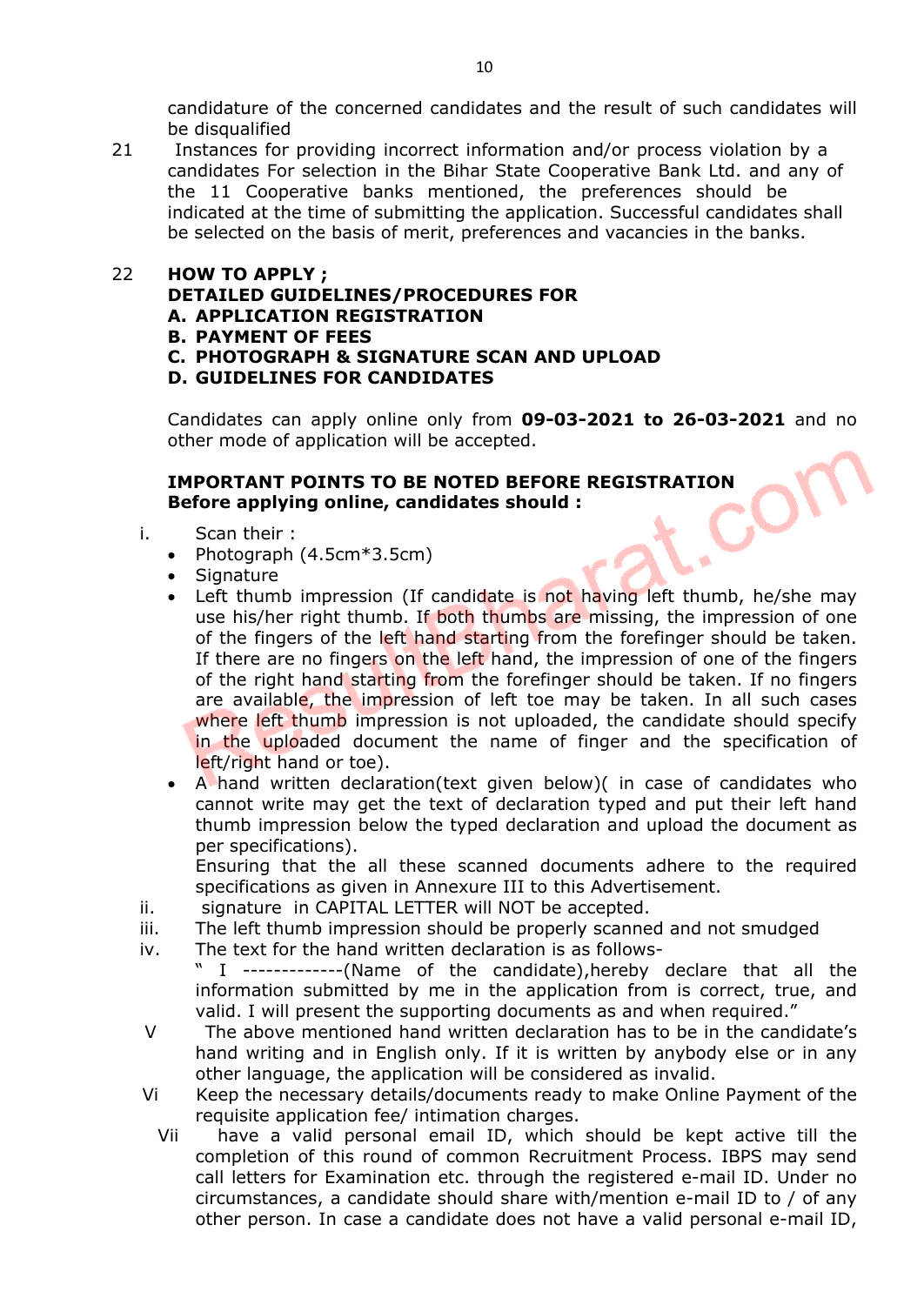candidature of the concerned candidates and the result of such candidates will be disqualified

21 Instances for providing incorrect information and/or process violation by a candidates For selection in the Bihar State Cooperative Bank Ltd. and any of the 11 Cooperative banks mentioned, the preferences should be indicated at the time of submitting the application. Successful candidates shall be selected on the basis of merit, preferences and vacancies in the banks.

22 **HOW TO APPLY ;**
**DETAILED GUIDELINES/PROCEDURES FOR**
**A. APPLICATION REGISTRATION**
**B. PAYMENT OF FEES**
**C. PHOTOGRAPH & SIGNATURE SCAN AND UPLOAD**
**D. GUIDELINES FOR CANDIDATES**

Candidates can apply online only from **09-03-2021 to 26-03-2021** and no other mode of application will be accepted.

**IMPORTANT POINTS TO BE NOTED BEFORE REGISTRATION**
**Before applying online, candidates should :**

i. Scan their :
- Photograph (4.5cm*3.5cm)
- Signature
- Left thumb impression (If candidate is not having left thumb, he/she may use his/her right thumb. If both thumbs are missing, the impression of one of the fingers of the left hand starting from the forefinger should be taken. If there are no fingers on the left hand, the impression of one of the fingers of the right hand starting from the forefinger should be taken. If no fingers are available, the impression of left toe may be taken. In all such cases where left thumb impression is not uploaded, the candidate should specify in the uploaded document the name of finger and the specification of left/right hand or toe).
- A hand written declaration(text given below)( in case of candidates who cannot write may get the text of declaration typed and put their left hand thumb impression below the typed declaration and upload the document as per specifications).

  Ensuring that the all these scanned documents adhere to the required specifications as given in Annexure III to this Advertisement.

ii. signature in CAPITAL LETTER will NOT be accepted.

iii. The left thumb impression should be properly scanned and not smudged

iv. The text for the hand written declaration is as follows-
" I -------------(Name of the candidate),hereby declare that all the information submitted by me in the application from is correct, true, and valid. I will present the supporting documents as and when required."

V The above mentioned hand written declaration has to be in the candidate's hand writing and in English only. If it is written by anybody else or in any other language, the application will be considered as invalid.

Vi Keep the necessary details/documents ready to make Online Payment of the requisite application fee/ intimation charges.

Vii have a valid personal email ID, which should be kept active till the completion of this round of common Recruitment Process. IBPS may send call letters for Examination etc. through the registered e-mail ID. Under no circumstances, a candidate should share with/mention e-mail ID to / of any other person. In case a candidate does not have a valid personal e-mail ID,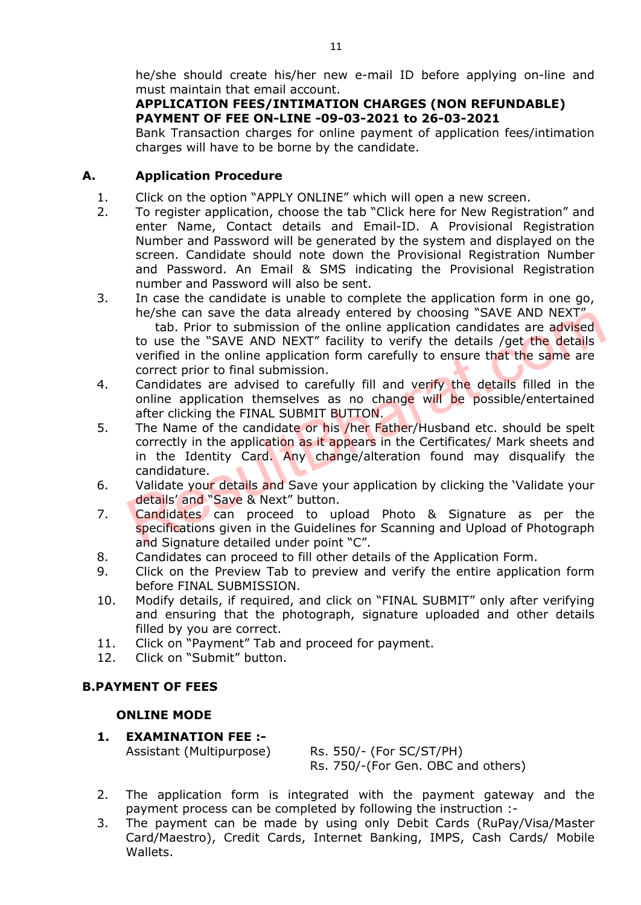he/she should create his/her new e-mail ID before applying on-line and must maintain that email account.

**APPLICATION FEES/INTIMATION CHARGES (NON REFUNDABLE)**
**PAYMENT OF FEE ON-LINE -09-03-2021 to 26-03-2021**

Bank Transaction charges for online payment of application fees/intimation charges will have to be borne by the candidate.

## A. Application Procedure

1. Click on the option "APPLY ONLINE" which will open a new screen.
2. To register application, choose the tab "Click here for New Registration" and enter Name, Contact details and Email-ID. A Provisional Registration Number and Password will be generated by the system and displayed on the screen. Candidate should note down the Provisional Registration Number and Password. An Email & SMS indicating the Provisional Registration number and Password will also be sent.
3. In case the candidate is unable to complete the application form in one go, he/she can save the data already entered by choosing "SAVE AND NEXT" tab. Prior to submission of the online application candidates are advised to use the "SAVE AND NEXT" facility to verify the details /get the details verified in the online application form carefully to ensure that the same are correct prior to final submission.
4. Candidates are advised to carefully fill and verify the details filled in the online application themselves as no change will be possible/entertained after clicking the FINAL SUBMIT BUTTON.
5. The Name of the candidate or his /her Father/Husband etc. should be spelt correctly in the application as it appears in the Certificates/ Mark sheets and in the Identity Card. Any change/alteration found may disqualify the candidature.
6. Validate your details and Save your application by clicking the 'Validate your details' and "Save & Next" button.
7. Candidates can proceed to upload Photo & Signature as per the specifications given in the Guidelines for Scanning and Upload of Photograph and Signature detailed under point "C".
8. Candidates can proceed to fill other details of the Application Form.
9. Click on the Preview Tab to preview and verify the entire application form before FINAL SUBMISSION.
10. Modify details, if required, and click on "FINAL SUBMIT" only after verifying and ensuring that the photograph, signature uploaded and other details filled by you are correct.
11. Click on "Payment" Tab and proceed for payment.
12. Click on "Submit" button.

## B. PAYMENT OF FEES

### ONLINE MODE

1. **EXAMINATION FEE :-**

   Assistant (Multipurpose) — Rs. 550/- (For SC/ST/PH)
   Rs. 750/-(For Gen. OBC and others)

2. The application form is integrated with the payment gateway and the payment process can be completed by following the instruction :-
3. The payment can be made by using only Debit Cards (RuPay/Visa/Master Card/Maestro), Credit Cards, Internet Banking, IMPS, Cash Cards/ Mobile Wallets.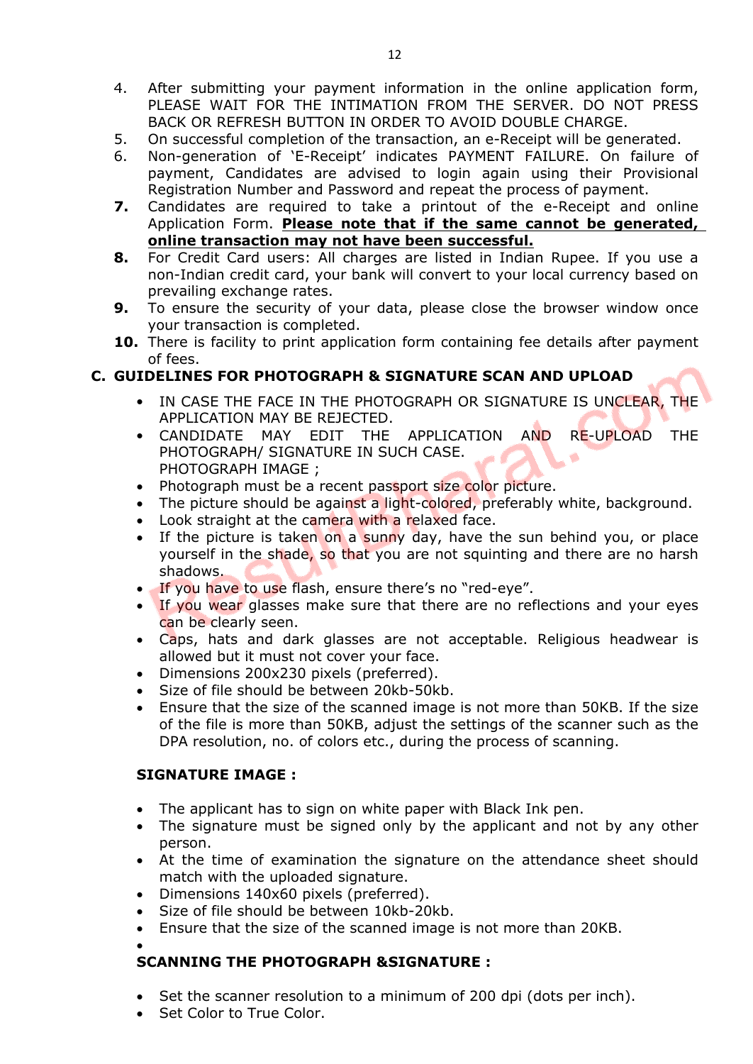4. After submitting your payment information in the online application form, PLEASE WAIT FOR THE INTIMATION FROM THE SERVER. DO NOT PRESS BACK OR REFRESH BUTTON IN ORDER TO AVOID DOUBLE CHARGE.
5. On successful completion of the transaction, an e-Receipt will be generated.
6. Non-generation of 'E-Receipt' indicates PAYMENT FAILURE. On failure of payment, Candidates are advised to login again using their Provisional Registration Number and Password and repeat the process of payment.
7. Candidates are required to take a printout of the e-Receipt and online Application Form. **Please note that if the same cannot be generated, online transaction may not have been successful.**
8. For Credit Card users: All charges are listed in Indian Rupee. If you use a non-Indian credit card, your bank will convert to your local currency based on prevailing exchange rates.
9. To ensure the security of your data, please close the browser window once your transaction is completed.
10. There is facility to print application form containing fee details after payment of fees.

## C. GUIDELINES FOR PHOTOGRAPH & SIGNATURE SCAN AND UPLOAD

- IN CASE THE FACE IN THE PHOTOGRAPH OR SIGNATURE IS UNCLEAR, THE APPLICATION MAY BE REJECTED.
- CANDIDATE MAY EDIT THE APPLICATION AND RE-UPLOAD THE PHOTOGRAPH/ SIGNATURE IN SUCH CASE.
  PHOTOGRAPH IMAGE ;
- Photograph must be a recent passport size color picture.
- The picture should be against a light-colored, preferably white, background.
- Look straight at the camera with a relaxed face.
- If the picture is taken on a sunny day, have the sun behind you, or place yourself in the shade, so that you are not squinting and there are no harsh shadows.
- If you have to use flash, ensure there's no "red-eye".
- If you wear glasses make sure that there are no reflections and your eyes can be clearly seen.
- Caps, hats and dark glasses are not acceptable. Religious headwear is allowed but it must not cover your face.
- Dimensions 200x230 pixels (preferred).
- Size of file should be between 20kb-50kb.
- Ensure that the size of the scanned image is not more than 50KB. If the size of the file is more than 50KB, adjust the settings of the scanner such as the DPA resolution, no. of colors etc., during the process of scanning.

**SIGNATURE IMAGE :**

- The applicant has to sign on white paper with Black Ink pen.
- The signature must be signed only by the applicant and not by any other person.
- At the time of examination the signature on the attendance sheet should match with the uploaded signature.
- Dimensions 140x60 pixels (preferred).
- Size of file should be between 10kb-20kb.
- Ensure that the size of the scanned image is not more than 20KB.

**SCANNING THE PHOTOGRAPH &SIGNATURE :**

- Set the scanner resolution to a minimum of 200 dpi (dots per inch).
- Set Color to True Color.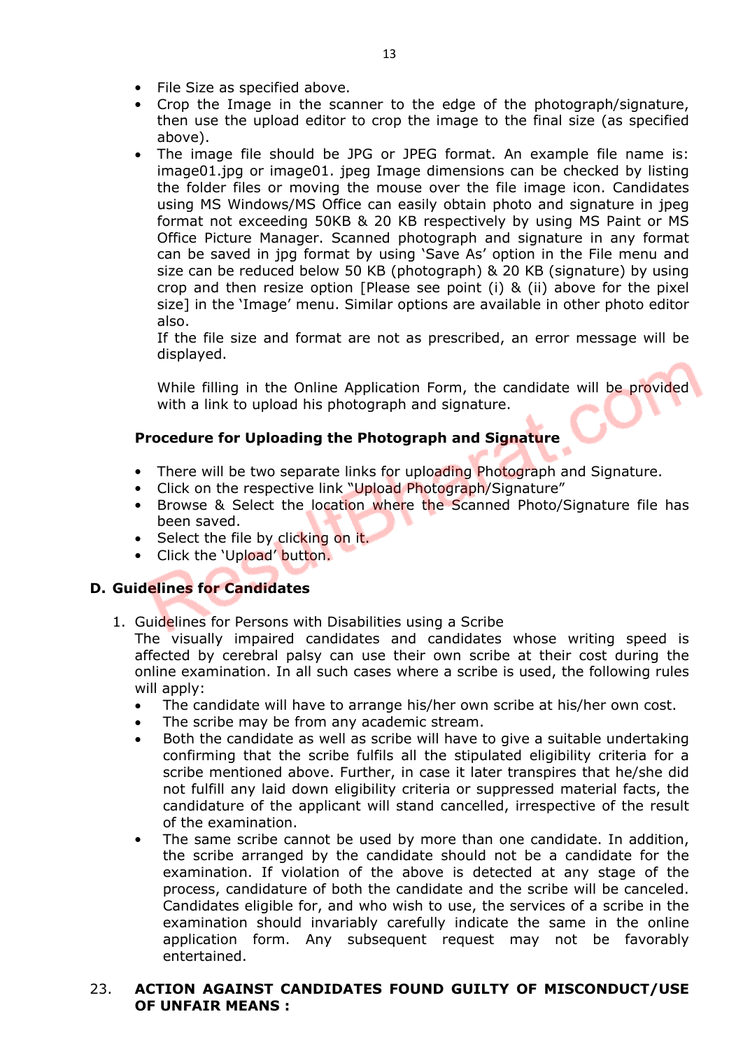- File Size as specified above.
- Crop the Image in the scanner to the edge of the photograph/signature, then use the upload editor to crop the image to the final size (as specified above).
- The image file should be JPG or JPEG format. An example file name is: image01.jpg or image01. jpeg Image dimensions can be checked by listing the folder files or moving the mouse over the file image icon. Candidates using MS Windows/MS Office can easily obtain photo and signature in jpeg format not exceeding 50KB & 20 KB respectively by using MS Paint or MS Office Picture Manager. Scanned photograph and signature in any format can be saved in jpg format by using 'Save As' option in the File menu and size can be reduced below 50 KB (photograph) & 20 KB (signature) by using crop and then resize option [Please see point (i) & (ii) above for the pixel size] in the 'Image' menu. Similar options are available in other photo editor also.

  If the file size and format are not as prescribed, an error message will be displayed.

  While filling in the Online Application Form, the candidate will be provided with a link to upload his photograph and signature.

**Procedure for Uploading the Photograph and Signature**

- There will be two separate links for uploading Photograph and Signature.
- Click on the respective link "Upload Photograph/Signature"
- Browse & Select the location where the Scanned Photo/Signature file has been saved.
- Select the file by clicking on it.
- Click the 'Upload' button.

## D. Guidelines for Candidates

1. Guidelines for Persons with Disabilities using a Scribe

   The visually impaired candidates and candidates whose writing speed is affected by cerebral palsy can use their own scribe at their cost during the online examination. In all such cases where a scribe is used, the following rules will apply:

   - The candidate will have to arrange his/her own scribe at his/her own cost.
   - The scribe may be from any academic stream.
   - Both the candidate as well as scribe will have to give a suitable undertaking confirming that the scribe fulfils all the stipulated eligibility criteria for a scribe mentioned above. Further, in case it later transpires that he/she did not fulfill any laid down eligibility criteria or suppressed material facts, the candidature of the applicant will stand cancelled, irrespective of the result of the examination.
   - The same scribe cannot be used by more than one candidate. In addition, the scribe arranged by the candidate should not be a candidate for the examination. If violation of the above is detected at any stage of the process, candidature of both the candidate and the scribe will be canceled. Candidates eligible for, and who wish to use, the services of a scribe in the examination should invariably carefully indicate the same in the online application form. Any subsequent request may not be favorably entertained.

23. **ACTION AGAINST CANDIDATES FOUND GUILTY OF MISCONDUCT/USE OF UNFAIR MEANS :**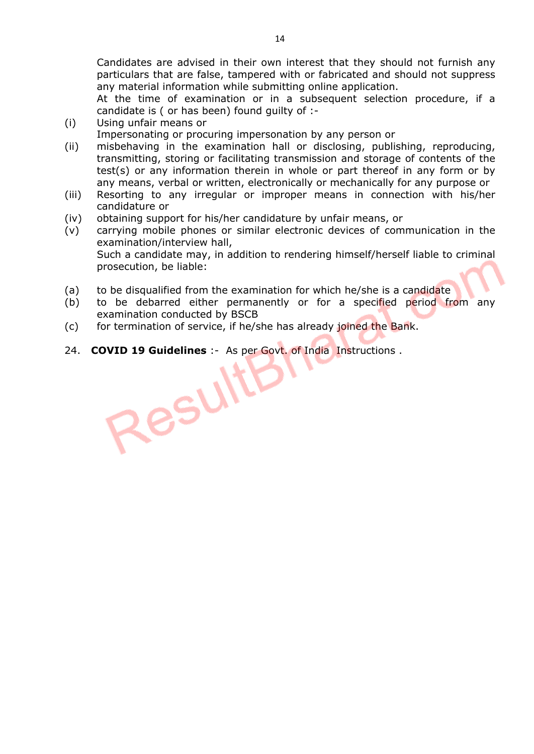Candidates are advised in their own interest that they should not furnish any particulars that are false, tampered with or fabricated and should not suppress any material information while submitting online application.

At the time of examination or in a subsequent selection procedure, if a candidate is ( or has been) found guilty of :-

(i) Using unfair means or
Impersonating or procuring impersonation by any person or

(ii) misbehaving in the examination hall or disclosing, publishing, reproducing, transmitting, storing or facilitating transmission and storage of contents of the test(s) or any information therein in whole or part thereof in any form or by any means, verbal or written, electronically or mechanically for any purpose or

(iii) Resorting to any irregular or improper means in connection with his/her candidature or

(iv) obtaining support for his/her candidature by unfair means, or

(v) carrying mobile phones or similar electronic devices of communication in the examination/interview hall,

Such a candidate may, in addition to rendering himself/herself liable to criminal prosecution, be liable:

(a) to be disqualified from the examination for which he/she is a candidate

(b) to be debarred either permanently or for a specified period from any examination conducted by BSCB

(c) for termination of service, if he/she has already joined the Bank.

24. **COVID 19 Guidelines** :- As per Govt. of India Instructions .